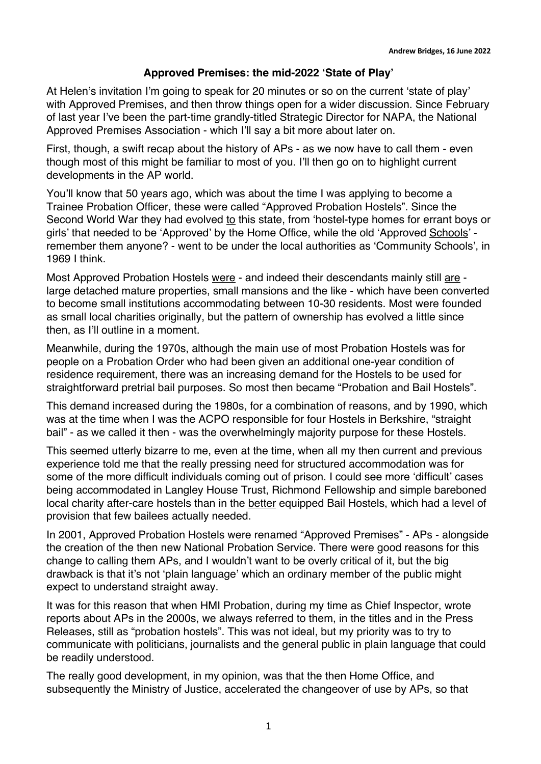**Andrew Bridges, 16 June 2022**

## Approved Premises: the mid-2022 'State of Play'

At Helen's invitation I'm going to speak for 20 minutes or so on the current 'state of play' with Approved Premises, and then throw things open for a wider discussion. Since February of last year I've been the part-time grandly-titled Strategic Director for NAPA, the National Approved Premises Association - which I'll say a bit more about later on.

First, though, a swift recap about the history of APs - as we now have to call them - even though most of this might be familiar to most of you. I'll then go on to highlight current developments in the AP world.

You'll know that 50 years ago, which was about the time I was applying to become a Trainee Probation Officer, these were called "Approved Probation Hostels". Since the Second World War they had evolved <u>to</u> this state, from 'hostel-type homes for errant boys or girls' that needed to be 'Approved' by the Home Office, while the old 'Approved <u>Schools</u>' - remember them anyone? - went to be under the local authorities as 'Community Schools', in 1969 I think.

Most Approved Probation Hostels <u>were</u> - and indeed their descendants mainly still <u>are</u> - large detached mature properties, small mansions and the like - which have been converted to become small institutions accommodating between 10-30 residents. Most were founded as small local charities originally, but the pattern of ownership has evolved a little since then, as I'll outline in a moment.

Meanwhile, during the 1970s, although the main use of most Probation Hostels was for people on a Probation Order who had been given an additional one-year condition of residence requirement, there was an increasing demand for the Hostels to be used for straightforward pretrial bail purposes. So most then became "Probation and Bail Hostels".

This demand increased during the 1980s, for a combination of reasons, and by 1990, which was at the time when I was the ACPO responsible for four Hostels in Berkshire, "straight bail" - as we called it then - was the overwhelmingly majority purpose for these Hostels.

This seemed utterly bizarre to me, even at the time, when all my then current and previous experience told me that the really pressing need for structured accommodation was for some of the more difficult individuals coming out of prison. I could see more 'difficult' cases being accommodated in Langley House Trust, Richmond Fellowship and simple barebones local charity after-care hostels than in the <u>better</u> equipped Bail Hostels, which had a level of provision that few bailees actually needed.

In 2001, Approved Probation Hostels were renamed "Approved Premises" - APs - alongside the creation of the then new National Probation Service. There were good reasons for this change to calling them APs, and I wouldn't want to be overly critical of it, but the big drawback is that it's not 'plain language' which an ordinary member of the public might expect to understand straight away.

It was for this reason that when HMI Probation, during my time as Chief Inspector, wrote reports about APs in the 2000s, we always referred to them, in the titles and in the Press Releases, still as "probation hostels". This was not ideal, but my priority was to try to communicate with politicians, journalists and the general public in plain language that could be readily understood.

The really good development, in my opinion, was that the then Home Office, and subsequently the Ministry of Justice, accelerated the changeover of use by APs, so that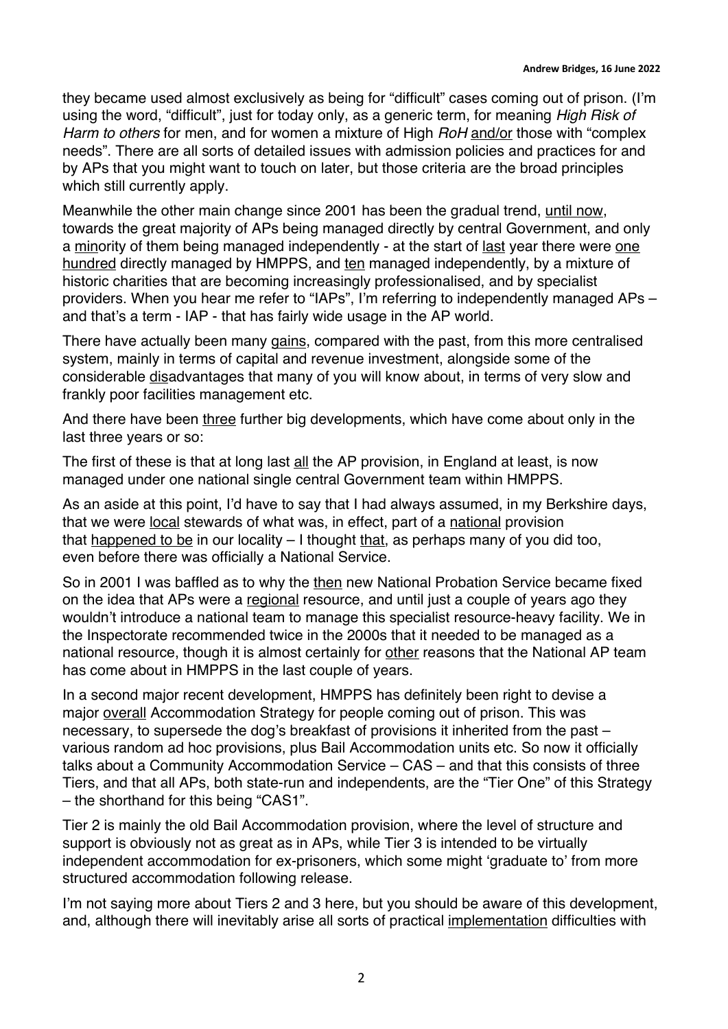they became used almost exclusively as being for "difficult" cases coming out of prison. (I'm using the word, "difficult", just for today only, as a generic term, for meaning *High Risk of Harm to others* for men, and for women a mixture of High *RoH* <u>and/or</u> those with "complex needs". There are all sorts of detailed issues with admission policies and practices for and by APs that you might want to touch on later, but those criteria are the broad principles which still currently apply.

Meanwhile the other main change since 2001 has been the gradual trend, <u>until now</u>, towards the great majority of APs being managed directly by central Government, and only a <u>min</u>ority of them being managed independently - at the start of <u>last</u> year there were <u>one hundred</u> directly managed by HMPPS, and <u>ten</u> managed independently, by a mixture of historic charities that are becoming increasingly professionalised, and by specialist providers. When you hear me refer to "IAPs", I'm referring to independently managed APs – and that's a term - IAP - that has fairly wide usage in the AP world.

There have actually been many <u>gains</u>, compared with the past, from this more centralised system, mainly in terms of capital and revenue investment, alongside some of the considerable <u>dis</u>advantages that many of you will know about, in terms of very slow and frankly poor facilities management etc.

And there have been <u>three</u> further big developments, which have come about only in the last three years or so:

The first of these is that at long last <u>all</u> the AP provision, in England at least, is now managed under one national single central Government team within HMPPS.

As an aside at this point, I'd have to say that I had always assumed, in my Berkshire days, that we were <u>local</u> stewards of what was, in effect, part of a <u>national</u> provision that <u>happened to be</u> in our locality – I thought <u>that</u>, as perhaps many of you did too, even before there was officially a National Service.

So in 2001 I was baffled as to why the <u>then</u> new National Probation Service became fixed on the idea that APs were a <u>regional</u> resource, and until just a couple of years ago they wouldn't introduce a national team to manage this specialist resource-heavy facility. We in the Inspectorate recommended twice in the 2000s that it needed to be managed as a national resource, though it is almost certainly for <u>other</u> reasons that the National AP team has come about in HMPPS in the last couple of years.

In a second major recent development, HMPPS has definitely been right to devise a major <u>overall</u> Accommodation Strategy for people coming out of prison. This was necessary, to supersede the dog's breakfast of provisions it inherited from the past – various random ad hoc provisions, plus Bail Accommodation units etc. So now it officially talks about a Community Accommodation Service – CAS – and that this consists of three Tiers, and that all APs, both state-run and independents, are the "Tier One" of this Strategy – the shorthand for this being "CAS1".

Tier 2 is mainly the old Bail Accommodation provision, where the level of structure and support is obviously not as great as in APs, while Tier 3 is intended to be virtually independent accommodation for ex-prisoners, which some might 'graduate to' from more structured accommodation following release.

I'm not saying more about Tiers 2 and 3 here, but you should be aware of this development, and, although there will inevitably arise all sorts of practical <u>implementation</u> difficulties with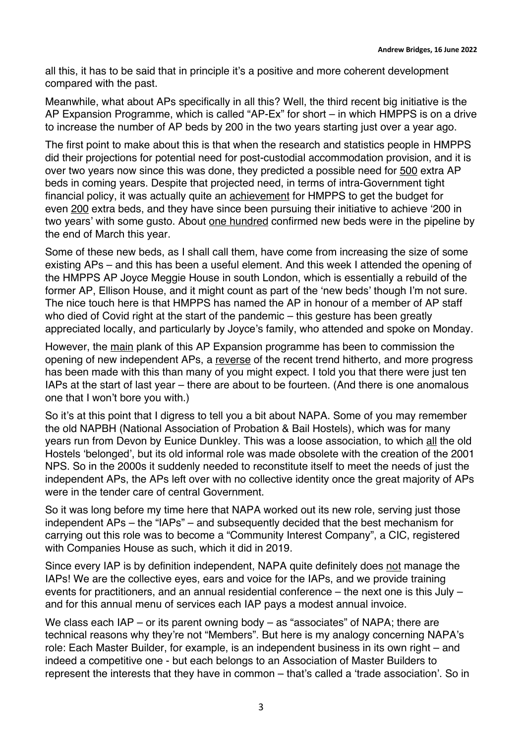all this, it has to be said that in principle it's a positive and more coherent development compared with the past.

Meanwhile, what about APs specifically in all this? Well, the third recent big initiative is the AP Expansion Programme, which is called "AP-Ex" for short – in which HMPPS is on a drive to increase the number of AP beds by 200 in the two years starting just over a year ago.

The first point to make about this is that when the research and statistics people in HMPPS did their projections for potential need for post-custodial accommodation provision, and it is over two years now since this was done, they predicted a possible need for <u>500</u> extra AP beds in coming years. Despite that projected need, in terms of intra-Government tight financial policy, it was actually quite an <u>achievement</u> for HMPPS to get the budget for even <u>200</u> extra beds, and they have since been pursuing their initiative to achieve '200 in two years' with some gusto. About <u>one hundred</u> confirmed new beds were in the pipeline by the end of March this year.

Some of these new beds, as I shall call them, have come from increasing the size of some existing APs – and this has been a useful element. And this week I attended the opening of the HMPPS AP Joyce Meggie House in south London, which is essentially a rebuild of the former AP, Ellison House, and it might count as part of the 'new beds' though I'm not sure. The nice touch here is that HMPPS has named the AP in honour of a member of AP staff who died of Covid right at the start of the pandemic – this gesture has been greatly appreciated locally, and particularly by Joyce's family, who attended and spoke on Monday.

However, the <u>main</u> plank of this AP Expansion programme has been to commission the opening of new independent APs, a <u>reverse</u> of the recent trend hitherto, and more progress has been made with this than many of you might expect. I told you that there were just ten IAPs at the start of last year – there are about to be fourteen. (And there is one anomalous one that I won't bore you with.)

So it's at this point that I digress to tell you a bit about NAPA. Some of you may remember the old NAPBH (National Association of Probation & Bail Hostels), which was for many years run from Devon by Eunice Dunkley. This was a loose association, to which <u>all</u> the old Hostels 'belonged', but its old informal role was made obsolete with the creation of the 2001 NPS. So in the 2000s it suddenly needed to reconstitute itself to meet the needs of just the independent APs, the APs left over with no collective identity once the great majority of APs were in the tender care of central Government.

So it was long before my time here that NAPA worked out its new role, serving just those independent APs – the "IAPs" – and subsequently decided that the best mechanism for carrying out this role was to become a "Community Interest Company", a CIC, registered with Companies House as such, which it did in 2019.

Since every IAP is by definition independent, NAPA quite definitely does <u>not</u> manage the IAPs! We are the collective eyes, ears and voice for the IAPs, and we provide training events for practitioners, and an annual residential conference – the next one is this July – and for this annual menu of services each IAP pays a modest annual invoice.

We class each IAP – or its parent owning body – as "associates" of NAPA; there are technical reasons why they're not "Members". But here is my analogy concerning NAPA's role: Each Master Builder, for example, is an independent business in its own right – and indeed a competitive one - but each belongs to an Association of Master Builders to represent the interests that they have in common – that's called a 'trade association'. So in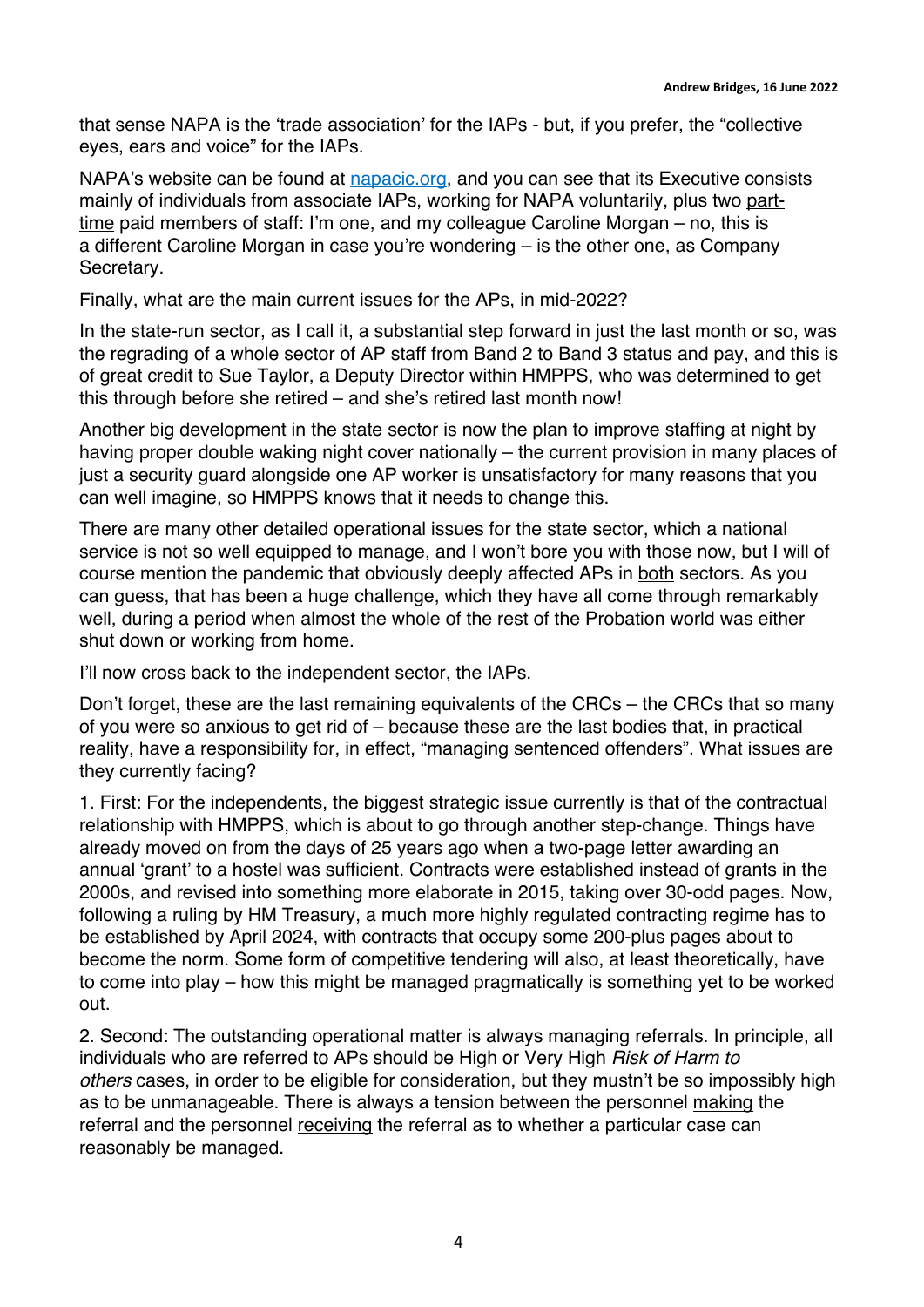that sense NAPA is the 'trade association' for the IAPs - but, if you prefer, the "collective eyes, ears and voice" for the IAPs.

NAPA's website can be found at [napacic.org](napacic.org), and you can see that its Executive consists mainly of individuals from associate IAPs, working for NAPA voluntarily, plus two part-time paid members of staff: I'm one, and my colleague Caroline Morgan – no, this is a different Caroline Morgan in case you're wondering – is the other one, as Company Secretary.

Finally, what are the main current issues for the APs, in mid-2022?

In the state-run sector, as I call it, a substantial step forward in just the last month or so, was the regrading of a whole sector of AP staff from Band 2 to Band 3 status and pay, and this is of great credit to Sue Taylor, a Deputy Director within HMPPS, who was determined to get this through before she retired – and she's retired last month now!

Another big development in the state sector is now the plan to improve staffing at night by having proper double waking night cover nationally – the current provision in many places of just a security guard alongside one AP worker is unsatisfactory for many reasons that you can well imagine, so HMPPS knows that it needs to change this.

There are many other detailed operational issues for the state sector, which a national service is not so well equipped to manage, and I won't bore you with those now, but I will of course mention the pandemic that obviously deeply affected APs in both sectors. As you can guess, that has been a huge challenge, which they have all come through remarkably well, during a period when almost the whole of the rest of the Probation world was either shut down or working from home.

I'll now cross back to the independent sector, the IAPs.

Don't forget, these are the last remaining equivalents of the CRCs – the CRCs that so many of you were so anxious to get rid of – because these are the last bodies that, in practical reality, have a responsibility for, in effect, "managing sentenced offenders". What issues are they currently facing?

1. First: For the independents, the biggest strategic issue currently is that of the contractual relationship with HMPPS, which is about to go through another step-change. Things have already moved on from the days of 25 years ago when a two-page letter awarding an annual 'grant' to a hostel was sufficient. Contracts were established instead of grants in the 2000s, and revised into something more elaborate in 2015, taking over 30-odd pages. Now, following a ruling by HM Treasury, a much more highly regulated contracting regime has to be established by April 2024, with contracts that occupy some 200-plus pages about to become the norm. Some form of competitive tendering will also, at least theoretically, have to come into play – how this might be managed pragmatically is something yet to be worked out.

2. Second: The outstanding operational matter is always managing referrals. In principle, all individuals who are referred to APs should be High or Very High *Risk of Harm to others* cases, in order to be eligible for consideration, but they mustn't be so impossibly high as to be unmanageable. There is always a tension between the personnel making the referral and the personnel receiving the referral as to whether a particular case can reasonably be managed.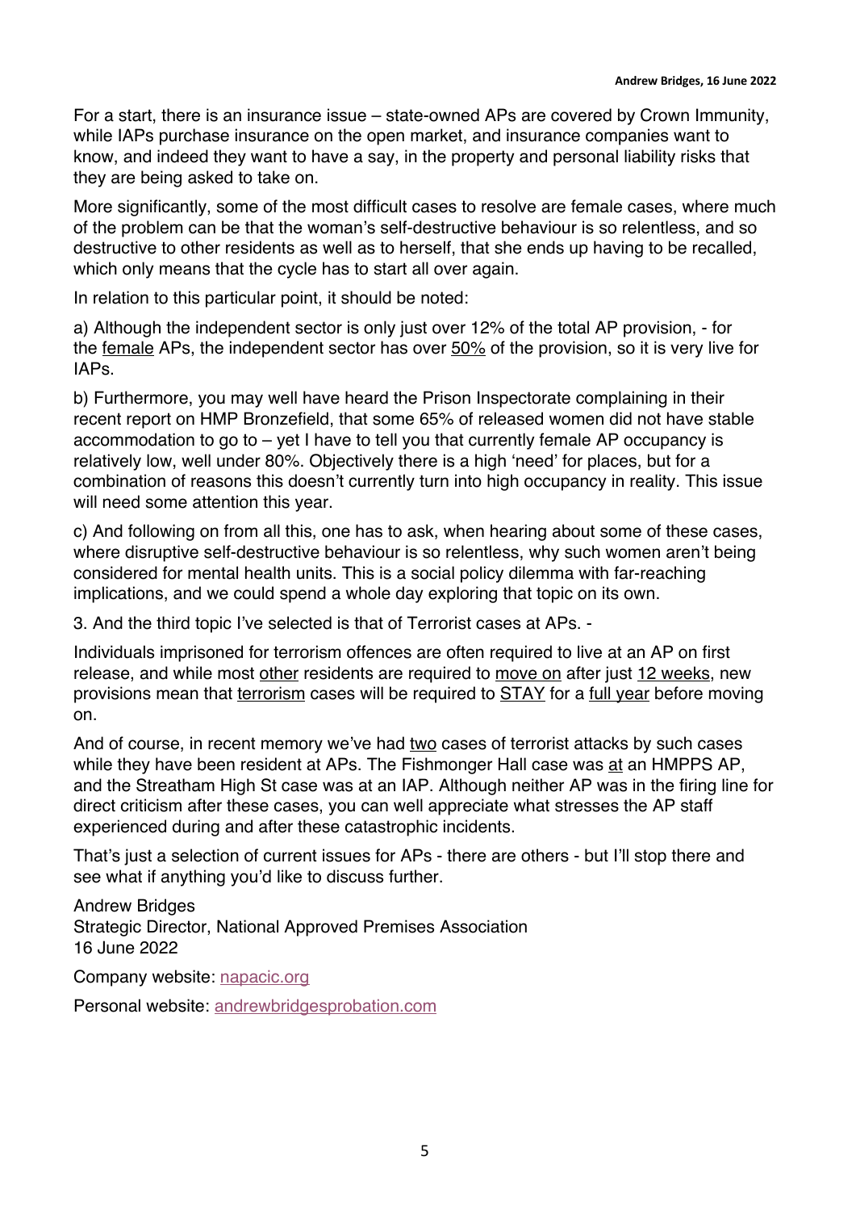For a start, there is an insurance issue – state-owned APs are covered by Crown Immunity, while IAPs purchase insurance on the open market, and insurance companies want to know, and indeed they want to have a say, in the property and personal liability risks that they are being asked to take on.

More significantly, some of the most difficult cases to resolve are female cases, where much of the problem can be that the woman's self-destructive behaviour is so relentless, and so destructive to other residents as well as to herself, that she ends up having to be recalled, which only means that the cycle has to start all over again.

In relation to this particular point, it should be noted:

a) Although the independent sector is only just over 12% of the total AP provision, - for the <u>female</u> APs, the independent sector has over <u>50%</u> of the provision, so it is very live for IAPs.

b) Furthermore, you may well have heard the Prison Inspectorate complaining in their recent report on HMP Bronzefield, that some 65% of released women did not have stable accommodation to go to – yet I have to tell you that currently female AP occupancy is relatively low, well under 80%. Objectively there is a high 'need' for places, but for a combination of reasons this doesn't currently turn into high occupancy in reality. This issue will need some attention this year.

c) And following on from all this, one has to ask, when hearing about some of these cases, where disruptive self-destructive behaviour is so relentless, why such women aren't being considered for mental health units. This is a social policy dilemma with far-reaching implications, and we could spend a whole day exploring that topic on its own.

3. And the third topic I've selected is that of Terrorist cases at APs. -

Individuals imprisoned for terrorism offences are often required to live at an AP on first release, and while most <u>other</u> residents are required to <u>move on</u> after just <u>12 weeks</u>, new provisions mean that <u>terrorism</u> cases will be required to <u>STAY</u> for a <u>full year</u> before moving on.

And of course, in recent memory we've had <u>two</u> cases of terrorist attacks by such cases while they have been resident at APs. The Fishmonger Hall case was <u>at</u> an HMPPS AP, and the Streatham High St case was at an IAP. Although neither AP was in the firing line for direct criticism after these cases, you can well appreciate what stresses the AP staff experienced during and after these catastrophic incidents.

That's just a selection of current issues for APs - there are others - but I'll stop there and see what if anything you'd like to discuss further.

Andrew Bridges
Strategic Director, National Approved Premises Association
16 June 2022

Company website: [napacic.org](napacic.org)

Personal website: [andrewbridgesprobation.com](andrewbridgesprobation.com)